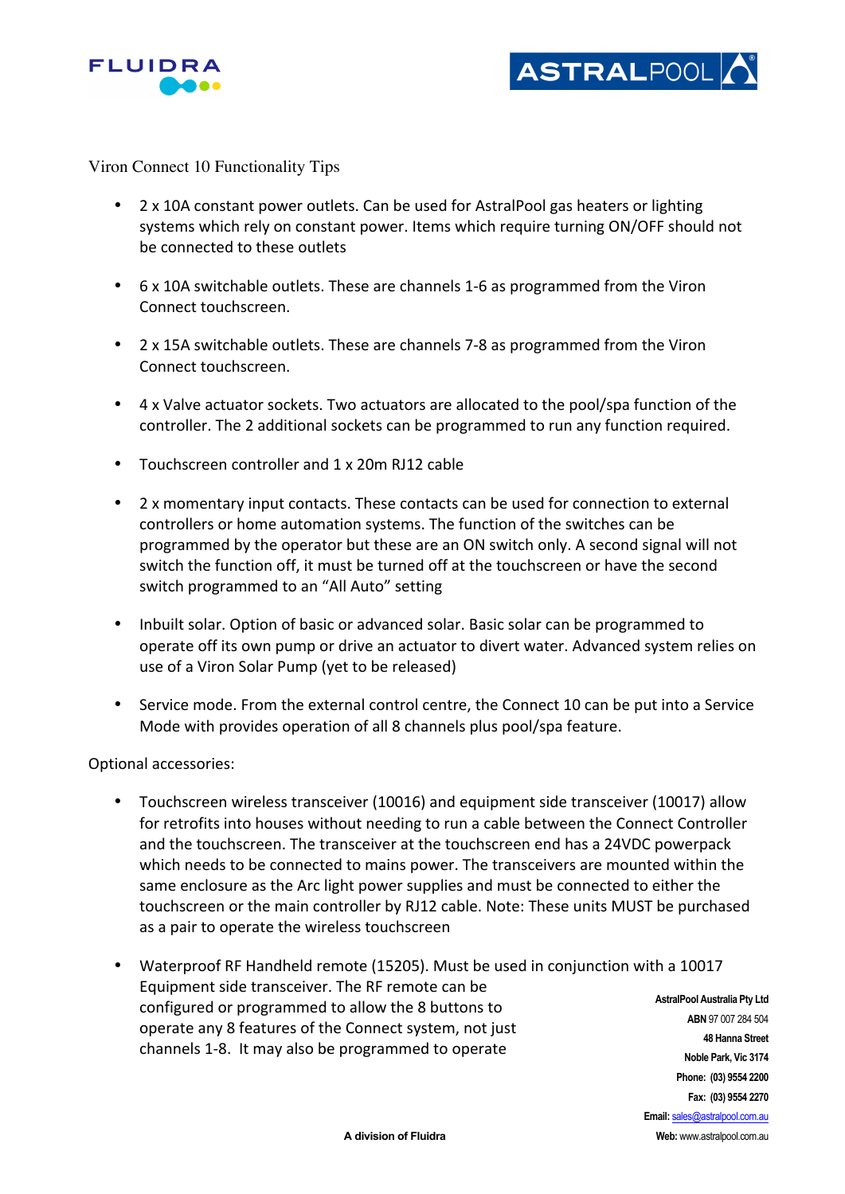Viron Connect 10 Functionality Tips

- 2 x 10A constant power outlets. Can be used for AstralPool gas heaters or lighting systems which rely on constant power. Items which require turning ON/OFF should not be connected to these outlets

- 6 x 10A switchable outlets. These are channels 1-6 as programmed from the Viron Connect touchscreen.

- 2 x 15A switchable outlets. These are channels 7-8 as programmed from the Viron Connect touchscreen.

- 4 x Valve actuator sockets. Two actuators are allocated to the pool/spa function of the controller. The 2 additional sockets can be programmed to run any function required.

- Touchscreen controller and 1 x 20m RJ12 cable

- 2 x momentary input contacts. These contacts can be used for connection to external controllers or home automation systems. The function of the switches can be programmed by the operator but these are an ON switch only. A second signal will not switch the function off, it must be turned off at the touchscreen or have the second switch programmed to an "All Auto" setting

- Inbuilt solar. Option of basic or advanced solar. Basic solar can be programmed to operate off its own pump or drive an actuator to divert water. Advanced system relies on use of a Viron Solar Pump (yet to be released)

- Service mode. From the external control centre, the Connect 10 can be put into a Service Mode with provides operation of all 8 channels plus pool/spa feature.

Optional accessories:

- Touchscreen wireless transceiver (10016) and equipment side transceiver (10017) allow for retrofits into houses without needing to run a cable between the Connect Controller and the touchscreen. The transceiver at the touchscreen end has a 24VDC powerpack which needs to be connected to mains power. The transceivers are mounted within the same enclosure as the Arc light power supplies and must be connected to either the touchscreen or the main controller by RJ12 cable. Note: These units MUST be purchased as a pair to operate the wireless touchscreen

- Waterproof RF Handheld remote (15205). Must be used in conjunction with a 10017 Equipment side transceiver. The RF remote can be configured or programmed to allow the 8 buttons to operate any 8 features of the Connect system, not just channels 1-8. It may also be programmed to operate

**AstralPool Australia Pty Ltd**
**ABN** 97 007 284 504
**48 Hanna Street**
**Noble Park, Vic 3174**
**Phone: (03) 9554 2200**
**Fax: (03) 9554 2270**
**Email:** sales@astralpool.com.au
**Web:** www.astralpool.com.au

**A division of Fluidra**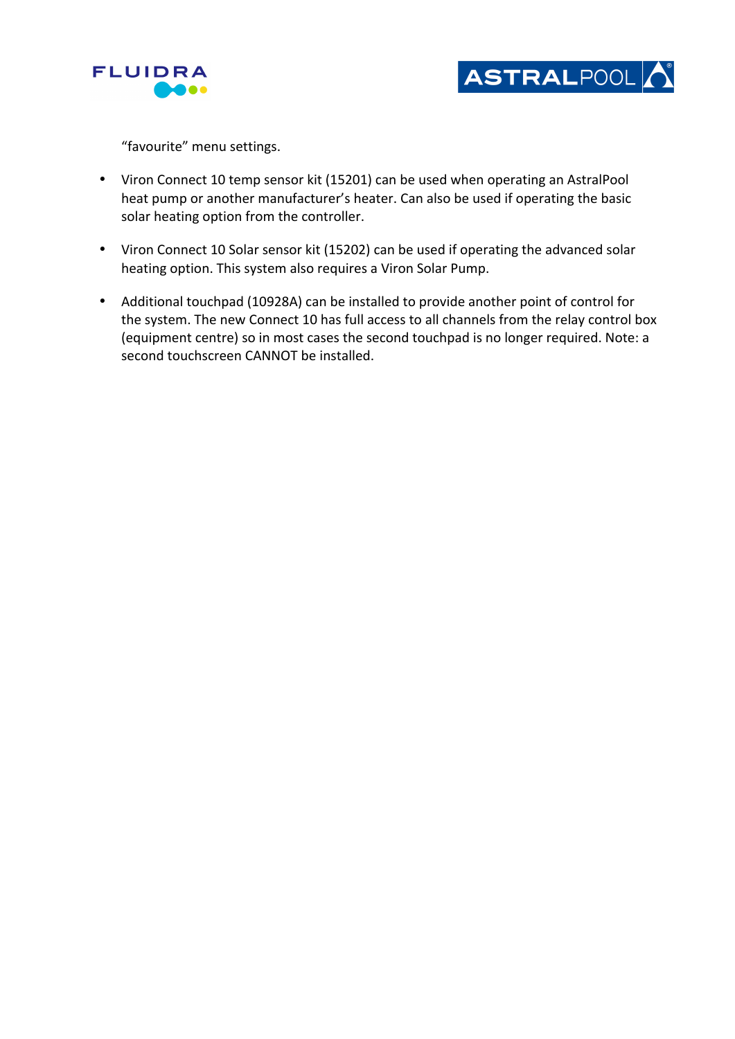"favourite" menu settings.

- Viron Connect 10 temp sensor kit (15201) can be used when operating an AstralPool heat pump or another manufacturer's heater. Can also be used if operating the basic solar heating option from the controller.
- Viron Connect 10 Solar sensor kit (15202) can be used if operating the advanced solar heating option. This system also requires a Viron Solar Pump.
- Additional touchpad (10928A) can be installed to provide another point of control for the system. The new Connect 10 has full access to all channels from the relay control box (equipment centre) so in most cases the second touchpad is no longer required. Note: a second touchscreen CANNOT be installed.